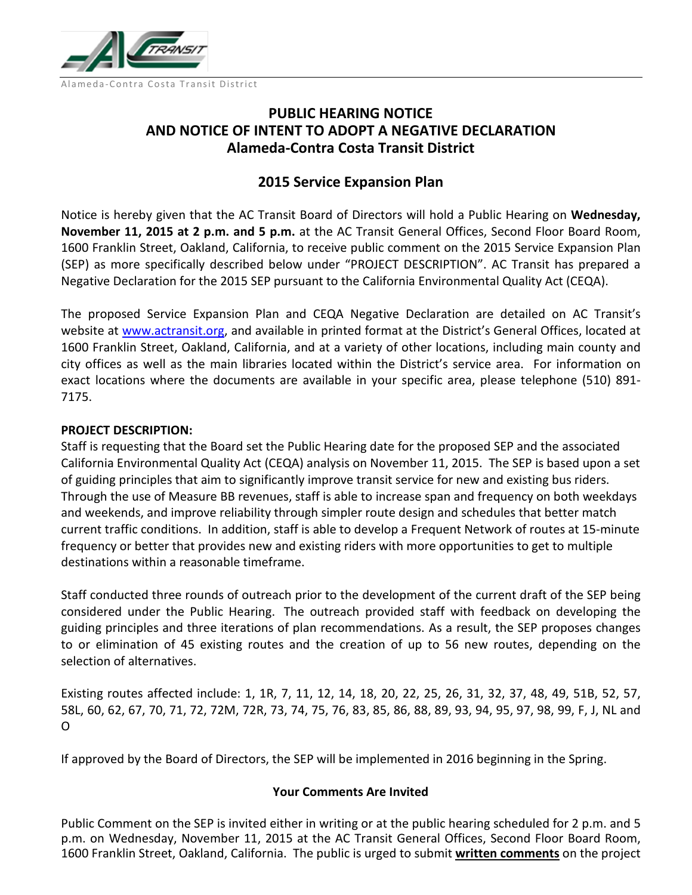Alameda-Contra Costa Transit District

# PUBLIC HEARING NOTICE
# AND NOTICE OF INTENT TO ADOPT A NEGATIVE DECLARATION
# Alameda-Contra Costa Transit District

## 2015 Service Expansion Plan

Notice is hereby given that the AC Transit Board of Directors will hold a Public Hearing on **Wednesday, November 11, 2015 at 2 p.m. and 5 p.m.** at the AC Transit General Offices, Second Floor Board Room, 1600 Franklin Street, Oakland, California, to receive public comment on the 2015 Service Expansion Plan (SEP) as more specifically described below under "PROJECT DESCRIPTION". AC Transit has prepared a Negative Declaration for the 2015 SEP pursuant to the California Environmental Quality Act (CEQA).

The proposed Service Expansion Plan and CEQA Negative Declaration are detailed on AC Transit's website at [www.actransit.org](http://www.actransit.org), and available in printed format at the District's General Offices, located at 1600 Franklin Street, Oakland, California, and at a variety of other locations, including main county and city offices as well as the main libraries located within the District's service area. For information on exact locations where the documents are available in your specific area, please telephone (510) 891-7175.

**PROJECT DESCRIPTION:**

Staff is requesting that the Board set the Public Hearing date for the proposed SEP and the associated California Environmental Quality Act (CEQA) analysis on November 11, 2015. The SEP is based upon a set of guiding principles that aim to significantly improve transit service for new and existing bus riders. Through the use of Measure BB revenues, staff is able to increase span and frequency on both weekdays and weekends, and improve reliability through simpler route design and schedules that better match current traffic conditions. In addition, staff is able to develop a Frequent Network of routes at 15-minute frequency or better that provides new and existing riders with more opportunities to get to multiple destinations within a reasonable timeframe.

Staff conducted three rounds of outreach prior to the development of the current draft of the SEP being considered under the Public Hearing. The outreach provided staff with feedback on developing the guiding principles and three iterations of plan recommendations. As a result, the SEP proposes changes to or elimination of 45 existing routes and the creation of up to 56 new routes, depending on the selection of alternatives.

Existing routes affected include: 1, 1R, 7, 11, 12, 14, 18, 20, 22, 25, 26, 31, 32, 37, 48, 49, 51B, 52, 57, 58L, 60, 62, 67, 70, 71, 72, 72M, 72R, 73, 74, 75, 76, 83, 85, 86, 88, 89, 93, 94, 95, 97, 98, 99, F, J, NL and O

If approved by the Board of Directors, the SEP will be implemented in 2016 beginning in the Spring.

**Your Comments Are Invited**

Public Comment on the SEP is invited either in writing or at the public hearing scheduled for 2 p.m. and 5 p.m. on Wednesday, November 11, 2015 at the AC Transit General Offices, Second Floor Board Room, 1600 Franklin Street, Oakland, California. The public is urged to submit **written comments** on the project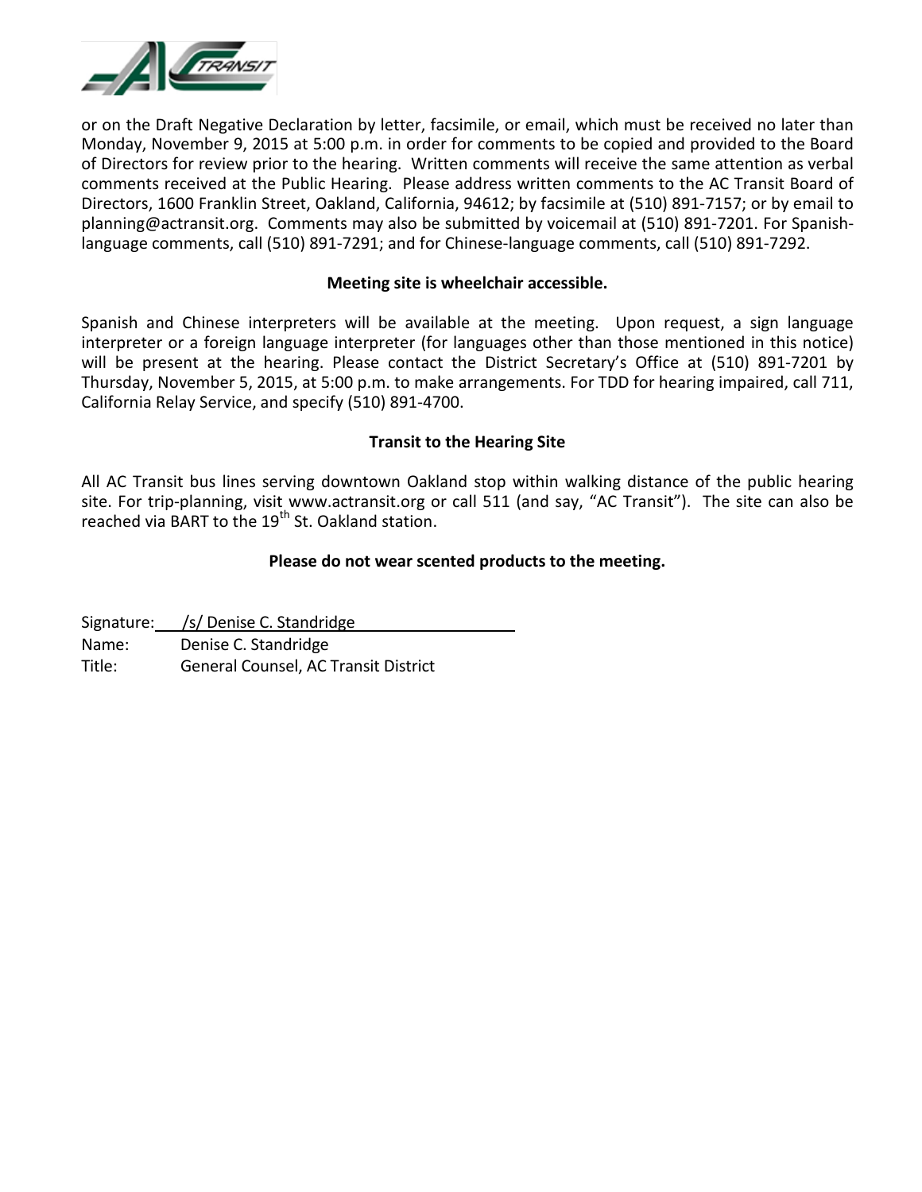or on the Draft Negative Declaration by letter, facsimile, or email, which must be received no later than Monday, November 9, 2015 at 5:00 p.m. in order for comments to be copied and provided to the Board of Directors for review prior to the hearing. Written comments will receive the same attention as verbal comments received at the Public Hearing. Please address written comments to the AC Transit Board of Directors, 1600 Franklin Street, Oakland, California, 94612; by facsimile at (510) 891-7157; or by email to planning@actransit.org. Comments may also be submitted by voicemail at (510) 891-7201. For Spanish-language comments, call (510) 891-7291; and for Chinese-language comments, call (510) 891-7292.

**Meeting site is wheelchair accessible.**

Spanish and Chinese interpreters will be available at the meeting. Upon request, a sign language interpreter or a foreign language interpreter (for languages other than those mentioned in this notice) will be present at the hearing. Please contact the District Secretary's Office at (510) 891-7201 by Thursday, November 5, 2015, at 5:00 p.m. to make arrangements. For TDD for hearing impaired, call 711, California Relay Service, and specify (510) 891-4700.

**Transit to the Hearing Site**

All AC Transit bus lines serving downtown Oakland stop within walking distance of the public hearing site. For trip-planning, visit www.actransit.org or call 511 (and say, "AC Transit"). The site can also be reached via BART to the 19th St. Oakland station.

**Please do not wear scented products to the meeting.**

Signature: /s/ Denise C. Standridge
Name: Denise C. Standridge
Title: General Counsel, AC Transit District